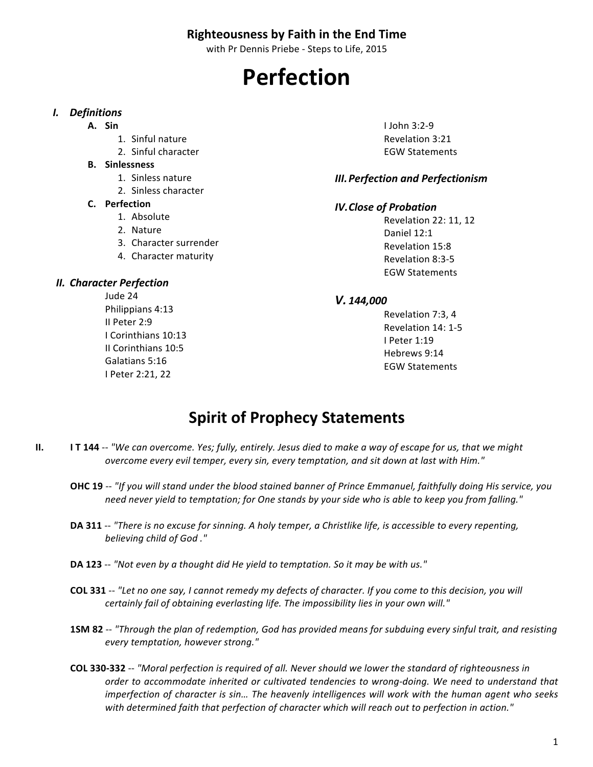**Righteousness by Faith in the End Time**

with Pr Dennis Priebe - Steps to Life, 2015

# Perfection

### *I. Definitions*

- **A. Sin**
  1. Sinful nature
  2. Sinful character
- **B. Sinlessness**
  1. Sinless nature
  2. Sinless character
- **C. Perfection**
  1. Absolute
  2. Nature
  3. Character surrender
  4. Character maturity

### *II. Character Perfection*

Jude 24
Philippians 4:13
II Peter 2:9
I Corinthians 10:13
II Corinthians 10:5
Galatians 5:16
I Peter 2:21, 22
I John 3:2-9
Revelation 3:21
EGW Statements

### *III. Perfection and Perfectionism*

### *IV. Close of Probation*

Revelation 22: 11, 12
Daniel 12:1
Revelation 15:8
Revelation 8:3-5
EGW Statements

### *V. 144,000*

Revelation 7:3, 4
Revelation 14: 1-5
I Peter 1:19
Hebrews 9:14
EGW Statements

## Spirit of Prophecy Statements

**II.**

**I T 144** -- *"We can overcome. Yes; fully, entirely. Jesus died to make a way of escape for us, that we might overcome every evil temper, every sin, every temptation, and sit down at last with Him."*

**OHC 19** -- *"If you will stand under the blood stained banner of Prince Emmanuel, faithfully doing His service, you need never yield to temptation; for One stands by your side who is able to keep you from falling."*

**DA 311** -- *"There is no excuse for sinning. A holy temper, a Christlike life, is accessible to every repenting, believing child of God ."*

**DA 123** -- *"Not even by a thought did He yield to temptation. So it may be with us."*

**COL 331** -- *"Let no one say, I cannot remedy my defects of character. If you come to this decision, you will certainly fail of obtaining everlasting life. The impossibility lies in your own will."*

**1SM 82** -- *"Through the plan of redemption, God has provided means for subduing every sinful trait, and resisting every temptation, however strong."*

**COL 330-332** -- *"Moral perfection is required of all. Never should we lower the standard of righteousness in order to accommodate inherited or cultivated tendencies to wrong-doing. We need to understand that imperfection of character is sin… The heavenly intelligences will work with the human agent who seeks with determined faith that perfection of character which will reach out to perfection in action."*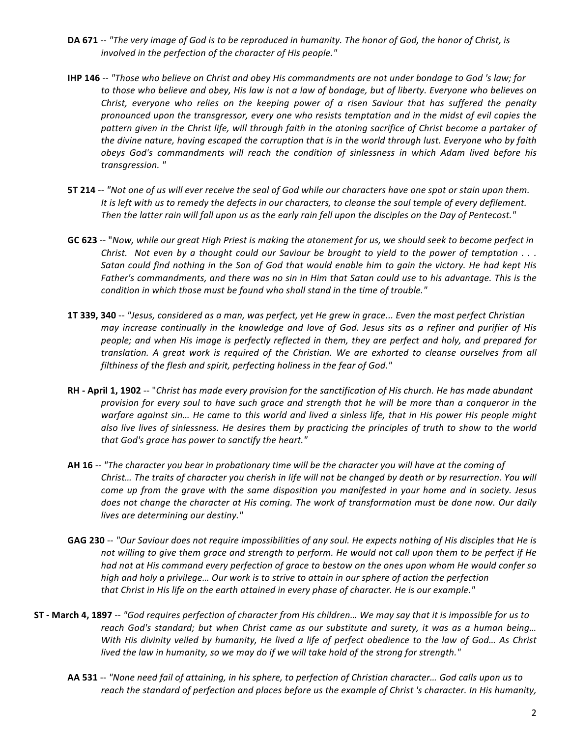**DA 671** -- *"The very image of God is to be reproduced in humanity. The honor of God, the honor of Christ, is involved in the perfection of the character of His people."*

**IHP 146** -- *"Those who believe on Christ and obey His commandments are not under bondage to God 's law; for to those who believe and obey, His law is not a law of bondage, but of liberty. Everyone who believes on Christ, everyone who relies on the keeping power of a risen Saviour that has suffered the penalty pronounced upon the transgressor, every one who resists temptation and in the midst of evil copies the pattern given in the Christ life, will through faith in the atoning sacrifice of Christ become a partaker of the divine nature, having escaped the corruption that is in the world through lust. Everyone who by faith obeys God's commandments will reach the condition of sinlessness in which Adam lived before his transgression. "*

**5T 214** -- *"Not one of us will ever receive the seal of God while our characters have one spot or stain upon them. It is left with us to remedy the defects in our characters, to cleanse the soul temple of every defilement. Then the latter rain will fall upon us as the early rain fell upon the disciples on the Day of Pentecost."*

**GC 623** -- "*Now, while our great High Priest is making the atonement for us, we should seek to become perfect in Christ. Not even by a thought could our Saviour be brought to yield to the power of temptation . . . Satan could find nothing in the Son of God that would enable him to gain the victory. He had kept His Father's commandments, and there was no sin in Him that Satan could use to his advantage. This is the condition in which those must be found who shall stand in the time of trouble."*

**1T 339, 340** -- *"Jesus, considered as a man, was perfect, yet He grew in grace... Even the most perfect Christian may increase continually in the knowledge and love of God. Jesus sits as a refiner and purifier of His people; and when His image is perfectly reflected in them, they are perfect and holy, and prepared for translation. A great work is required of the Christian. We are exhorted to cleanse ourselves from all filthiness of the flesh and spirit, perfecting holiness in the fear of God."*

**RH - April 1, 1902** -- "*Christ has made every provision for the sanctification of His church. He has made abundant provision for every soul to have such grace and strength that he will be more than a conqueror in the warfare against sin… He came to this world and lived a sinless life, that in His power His people might also live lives of sinlessness. He desires them by practicing the principles of truth to show to the world that God's grace has power to sanctify the heart."*

**AH 16** -- *"The character you bear in probationary time will be the character you will have at the coming of Christ… The traits of character you cherish in life will not be changed by death or by resurrection. You will come up from the grave with the same disposition you manifested in your home and in society. Jesus does not change the character at His coming. The work of transformation must be done now. Our daily lives are determining our destiny."*

**GAG 230** -- *"Our Saviour does not require impossibilities of any soul. He expects nothing of His disciples that He is not willing to give them grace and strength to perform. He would not call upon them to be perfect if He had not at His command every perfection of grace to bestow on the ones upon whom He would confer so high and holy a privilege… Our work is to strive to attain in our sphere of action the perfection that Christ in His life on the earth attained in every phase of character. He is our example."*

**ST - March 4, 1897** -- *"God requires perfection of character from His children… We may say that it is impossible for us to reach God's standard; but when Christ came as our substitute and surety, it was as a human being… With His divinity veiled by humanity, He lived a life of perfect obedience to the law of God… As Christ lived the law in humanity, so we may do if we will take hold of the strong for strength."*

**AA 531** -- *"None need fail of attaining, in his sphere, to perfection of Christian character… God calls upon us to reach the standard of perfection and places before us the example of Christ 's character. In His humanity,*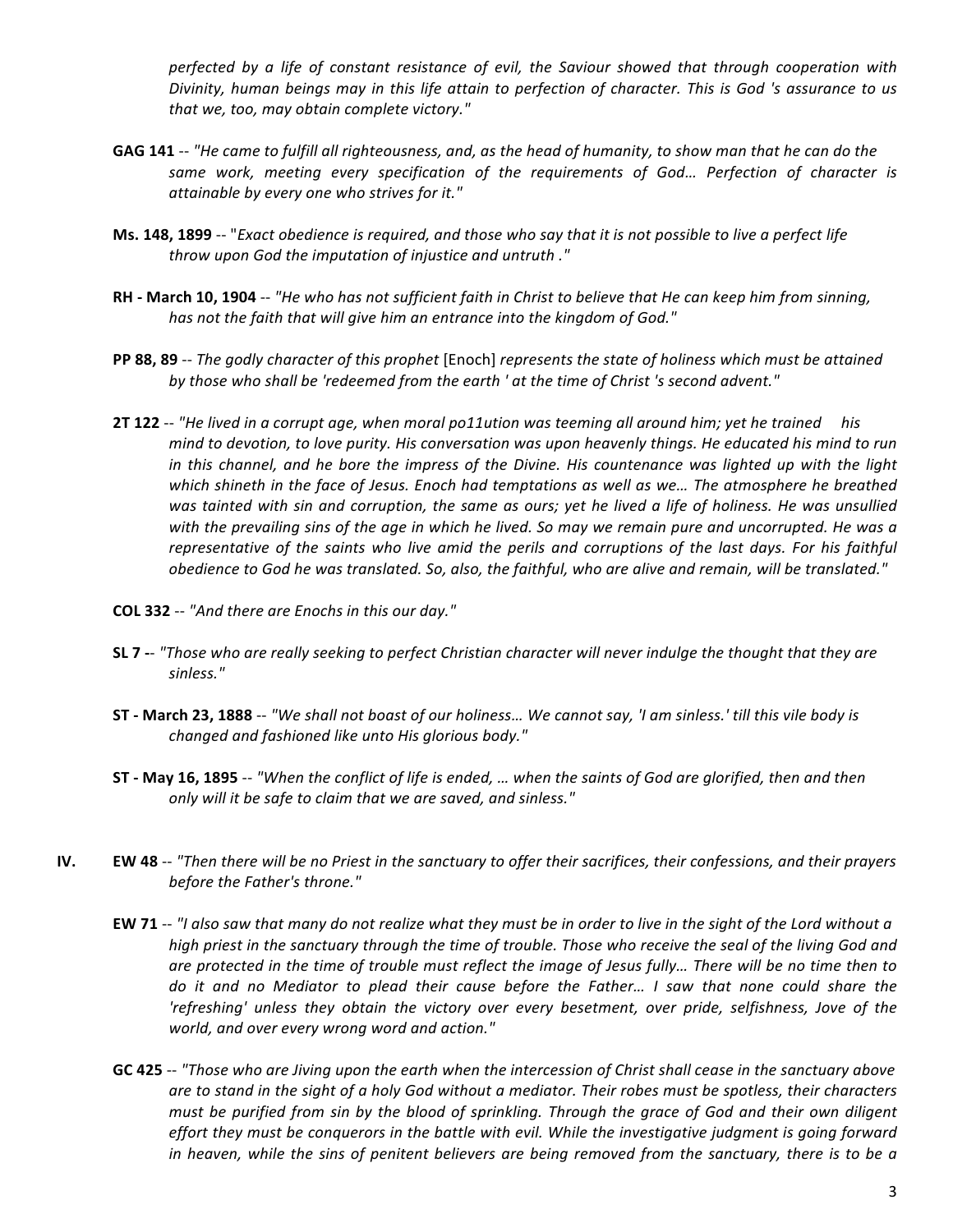*perfected by a life of constant resistance of evil, the Saviour showed that through cooperation with Divinity, human beings may in this life attain to perfection of character. This is God 's assurance to us that we, too, may obtain complete victory."*

**GAG 141** -- *"He came to fulfill all righteousness, and, as the head of humanity, to show man that he can do the same work, meeting every specification of the requirements of God… Perfection of character is attainable by every one who strives for it."*

**Ms. 148, 1899** -- "*Exact obedience is required, and those who say that it is not possible to live a perfect life throw upon God the imputation of injustice and untruth ."*

**RH - March 10, 1904** -- *"He who has not sufficient faith in Christ to believe that He can keep him from sinning, has not the faith that will give him an entrance into the kingdom of God."*

**PP 88, 89** -- *The godly character of this prophet* [Enoch] *represents the state of holiness which must be attained by those who shall be 'redeemed from the earth ' at the time of Christ 's second advent."*

**2T 122** -- *"He lived in a corrupt age, when moral po11ution was teeming all around him; yet he trained his mind to devotion, to love purity. His conversation was upon heavenly things. He educated his mind to run in this channel, and he bore the impress of the Divine. His countenance was lighted up with the light which shineth in the face of Jesus. Enoch had temptations as well as we… The atmosphere he breathed was tainted with sin and corruption, the same as ours; yet he lived a life of holiness. He was unsullied with the prevailing sins of the age in which he lived. So may we remain pure and uncorrupted. He was a representative of the saints who live amid the perils and corruptions of the last days. For his faithful obedience to God he was translated. So, also, the faithful, who are alive and remain, will be translated."*

**COL 332** -- *"And there are Enochs in this our day."*

**SL 7** -- *"Those who are really seeking to perfect Christian character will never indulge the thought that they are sinless."*

**ST - March 23, 1888** -- *"We shall not boast of our holiness… We cannot say, 'I am sinless.' till this vile body is changed and fashioned like unto His glorious body."*

**ST - May 16, 1895** -- *"When the conflict of life is ended, … when the saints of God are glorified, then and then only will it be safe to claim that we are saved, and sinless."*

**IV.** **EW 48** -- *"Then there will be no Priest in the sanctuary to offer their sacrifices, their confessions, and their prayers before the Father's throne."*

**EW 71** -- *"I also saw that many do not realize what they must be in order to live in the sight of the Lord without a high priest in the sanctuary through the time of trouble. Those who receive the seal of the living God and are protected in the time of trouble must reflect the image of Jesus fully… There will be no time then to do it and no Mediator to plead their cause before the Father… I saw that none could share the 'refreshing' unless they obtain the victory over every besetment, over pride, selfishness, Jove of the world, and over every wrong word and action."*

**GC 425** -- *"Those who are Jiving upon the earth when the intercession of Christ shall cease in the sanctuary above are to stand in the sight of a holy God without a mediator. Their robes must be spotless, their characters must be purified from sin by the blood of sprinkling. Through the grace of God and their own diligent effort they must be conquerors in the battle with evil. While the investigative judgment is going forward in heaven, while the sins of penitent believers are being removed from the sanctuary, there is to be a*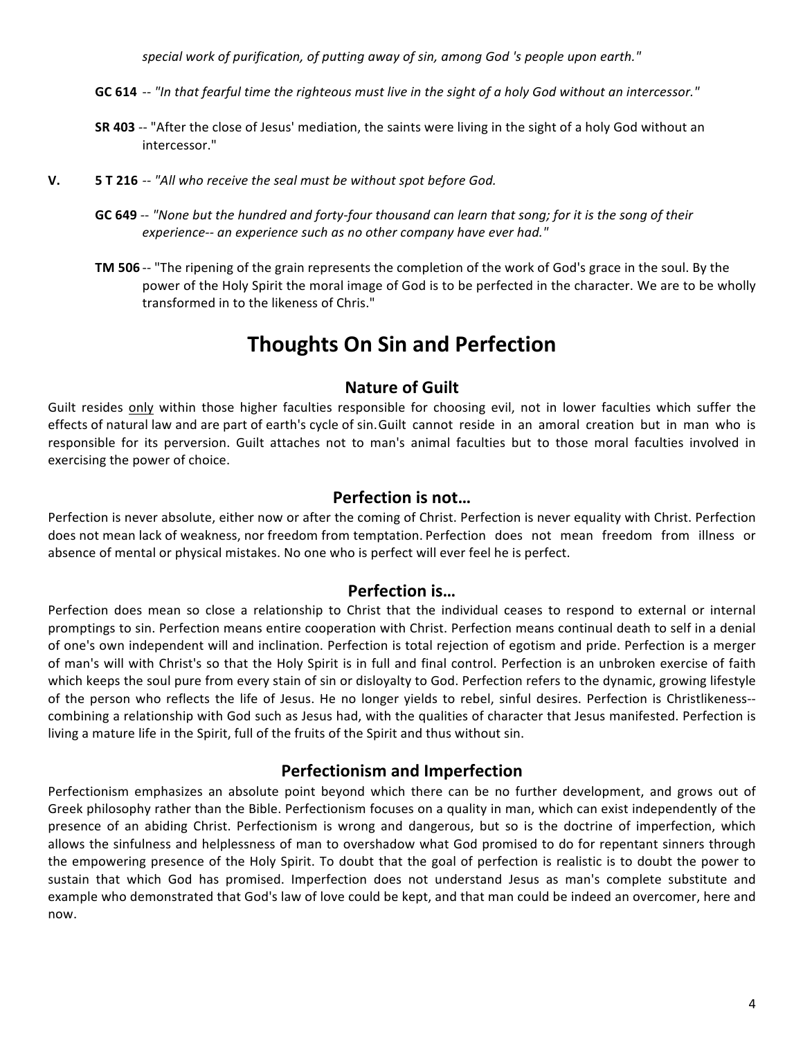*special work of purification, of putting away of sin, among God 's people upon earth."*

**GC 614** -- *"In that fearful time the righteous must live in the sight of a holy God without an intercessor."*

**SR 403** -- "After the close of Jesus' mediation, the saints were living in the sight of a holy God without an intercessor."

**V.** **5 T 216** -- *"All who receive the seal must be without spot before God.*

**GC 649** -- *"None but the hundred and forty-four thousand can learn that song; for it is the song of their experience-- an experience such as no other company have ever had."*

**TM 506** -- "The ripening of the grain represents the completion of the work of God's grace in the soul. By the power of the Holy Spirit the moral image of God is to be perfected in the character. We are to be wholly transformed in to the likeness of Chris."

# Thoughts On Sin and Perfection

## Nature of Guilt

Guilt resides only within those higher faculties responsible for choosing evil, not in lower faculties which suffer the effects of natural law and are part of earth's cycle of sin. Guilt cannot reside in an amoral creation but in man who is responsible for its perversion. Guilt attaches not to man's animal faculties but to those moral faculties involved in exercising the power of choice.

## Perfection is not…

Perfection is never absolute, either now or after the coming of Christ. Perfection is never equality with Christ. Perfection does not mean lack of weakness, nor freedom from temptation. Perfection does not mean freedom from illness or absence of mental or physical mistakes. No one who is perfect will ever feel he is perfect.

## Perfection is…

Perfection does mean so close a relationship to Christ that the individual ceases to respond to external or internal promptings to sin. Perfection means entire cooperation with Christ. Perfection means continual death to self in a denial of one's own independent will and inclination. Perfection is total rejection of egotism and pride. Perfection is a merger of man's will with Christ's so that the Holy Spirit is in full and final control. Perfection is an unbroken exercise of faith which keeps the soul pure from every stain of sin or disloyalty to God. Perfection refers to the dynamic, growing lifestyle of the person who reflects the life of Jesus. He no longer yields to rebel, sinful desires. Perfection is Christlikeness-- combining a relationship with God such as Jesus had, with the qualities of character that Jesus manifested. Perfection is living a mature life in the Spirit, full of the fruits of the Spirit and thus without sin.

## Perfectionism and Imperfection

Perfectionism emphasizes an absolute point beyond which there can be no further development, and grows out of Greek philosophy rather than the Bible. Perfectionism focuses on a quality in man, which can exist independently of the presence of an abiding Christ. Perfectionism is wrong and dangerous, but so is the doctrine of imperfection, which allows the sinfulness and helplessness of man to overshadow what God promised to do for repentant sinners through the empowering presence of the Holy Spirit. To doubt that the goal of perfection is realistic is to doubt the power to sustain that which God has promised. Imperfection does not understand Jesus as man's complete substitute and example who demonstrated that God's law of love could be kept, and that man could be indeed an overcomer, here and now.